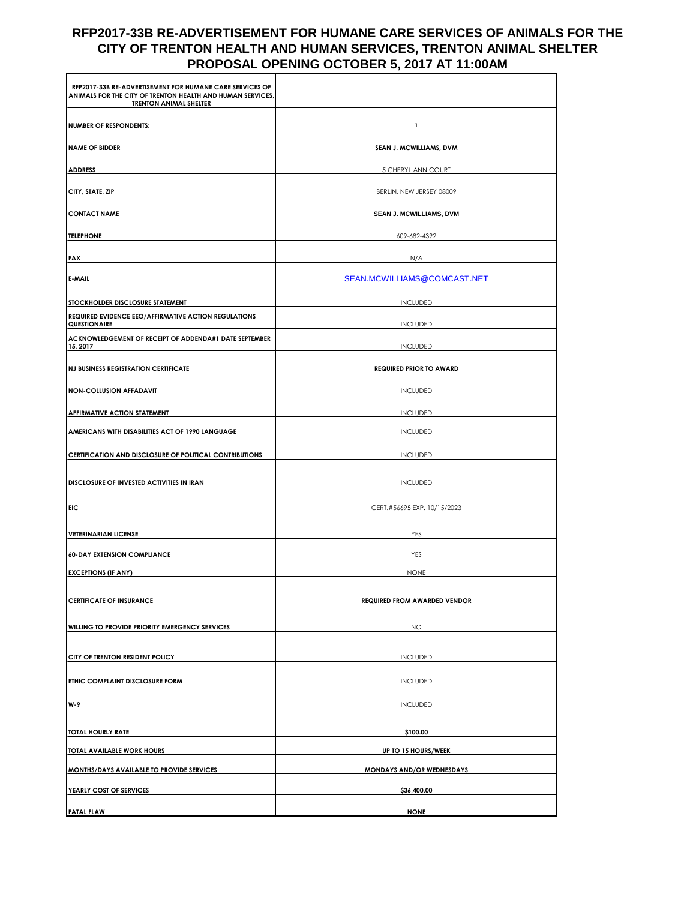# RFP2017-33B RE-ADVERTISEMENT FOR HUMANE CARE SERVICES OF ANIMALS FOR THE CITY OF TRENTON HEALTH AND HUMAN SERVICES, TRENTON ANIMAL SHELTER PROPOSAL OPENING OCTOBER 5, 2017 AT 11:00AM

| RFP2017-33B RE-ADVERTISEMENT FOR HUMANE CARE SERVICES OF ANIMALS FOR THE CITY OF TRENTON HEALTH AND HUMAN SERVICES, TRENTON ANIMAL SHELTER | |
|---|---|
| NUMBER OF RESPONDENTS: | 1 |
| NAME OF BIDDER | SEAN J. MCWILLIAMS, DVM |
| ADDRESS | 5 CHERYL ANN COURT |
| CITY, STATE, ZIP | BERLIN, NEW JERSEY 08009 |
| CONTACT NAME | SEAN J. MCWILLIAMS, DVM |
| TELEPHONE | 609-682-4392 |
| FAX | N/A |
| E-MAIL | SEAN.MCWILLIAMS@COMCAST.NET |
| STOCKHOLDER DISCLOSURE STATEMENT | INCLUDED |
| REQUIRED EVIDENCE EEO/AFFIRMATIVE ACTION REGULATIONS QUESTIONAIRE | INCLUDED |
| ACKNOWLEDGEMENT OF RECEIPT OF ADDENDA#1 DATE SEPTEMBER 15, 2017 | INCLUDED |
| NJ BUSINESS REGISTRATION CERTIFICATE | REQUIRED PRIOR TO AWARD |
| NON-COLLUSION AFFADAVIT | INCLUDED |
| AFFIRMATIVE ACTION STATEMENT | INCLUDED |
| AMERICANS WITH DISABILITIES ACT OF 1990 LANGUAGE | INCLUDED |
| CERTIFICATION AND DISCLOSURE OF POLITICAL CONTRIBUTIONS | INCLUDED |
| DISCLOSURE OF INVESTED ACTIVITIES IN IRAN | INCLUDED |
| EIC | CERT.#56695 EXP. 10/15/2023 |
| VETERINARIAN LICENSE | YES |
| 60-DAY EXTENSION COMPLIANCE | YES |
| EXCEPTIONS (IF ANY) | NONE |
| CERTIFICATE OF INSURANCE | REQUIRED FROM AWARDED VENDOR |
| WILLING TO PROVIDE PRIORITY EMERGENCY SERVICES | NO |
| CITY OF TRENTON RESIDENT POLICY | INCLUDED |
| ETHIC COMPLAINT DISCLOSURE FORM | INCLUDED |
| W-9 | INCLUDED |
| TOTAL HOURLY RATE | $100.00 |
| TOTAL AVAILABLE WORK HOURS | UP TO 15 HOURS/WEEK |
| MONTHS/DAYS AVAILABLE TO PROVIDE SERVICES | MONDAYS AND/OR WEDNESDAYS |
| YEARLY COST OF SERVICES | $36,400.00 |
| FATAL FLAW | NONE |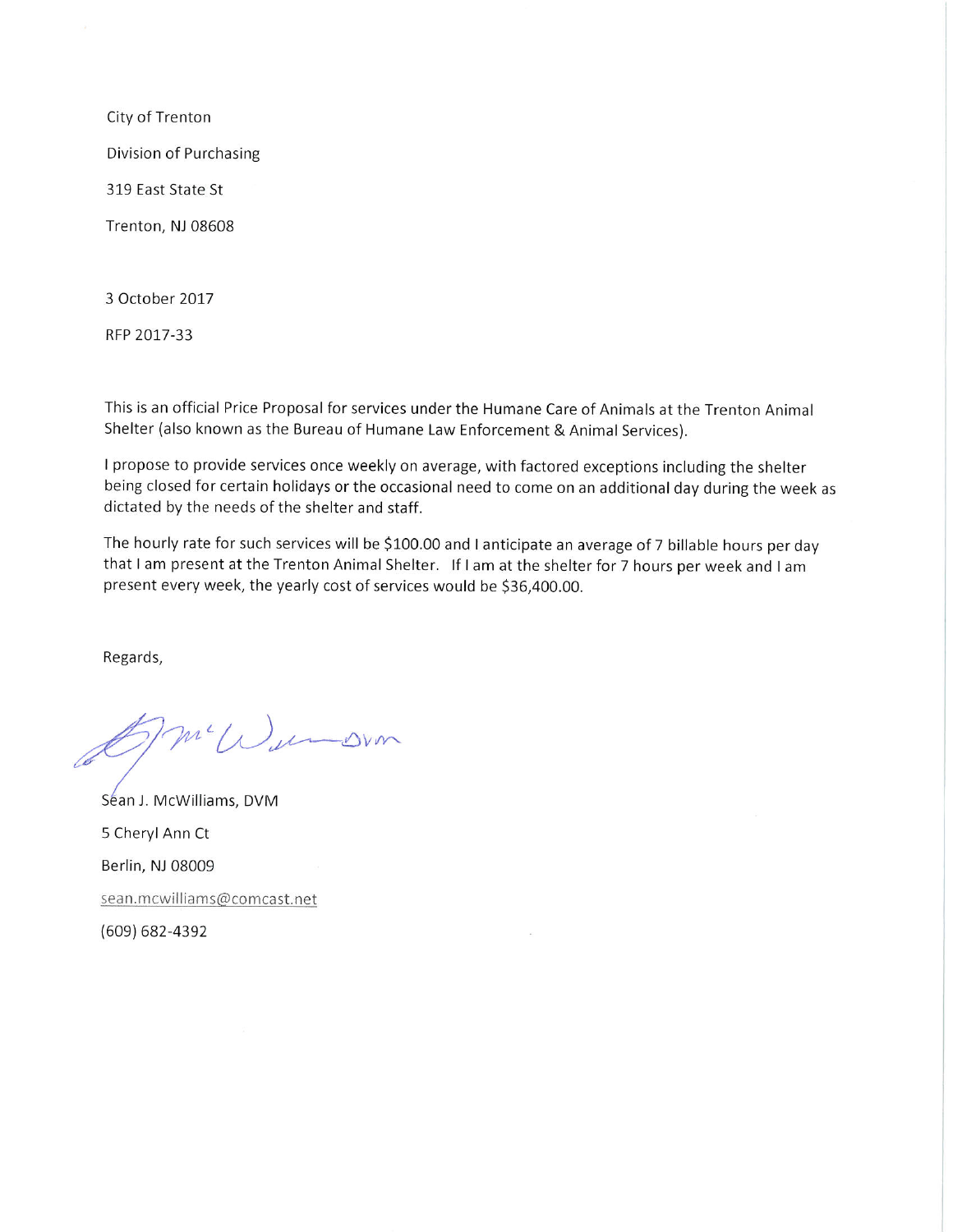City of Trenton

Division of Purchasing

319 East State St

Trenton, NJ 08608

3 October 2017

RFP 2017-33

This is an official Price Proposal for services under the Humane Care of Animals at the Trenton Animal Shelter (also known as the Bureau of Humane Law Enforcement & Animal Services).

I propose to provide services once weekly on average, with factored exceptions including the shelter being closed for certain holidays or the occasional need to come on an additional day during the week as dictated by the needs of the shelter and staff.

The hourly rate for such services will be $100.00 and I anticipate an average of 7 billable hours per day that I am present at the Trenton Animal Shelter. If I am at the shelter for 7 hours per week and I am present every week, the yearly cost of services would be $36,400.00.

Regards,

Sean J. McWilliams, DVM

Séan J. McWilliams, DVM

5 Cheryl Ann Ct

Berlin, NJ 08009

sean.mcwilliams@comcast.net

(609) 682-4392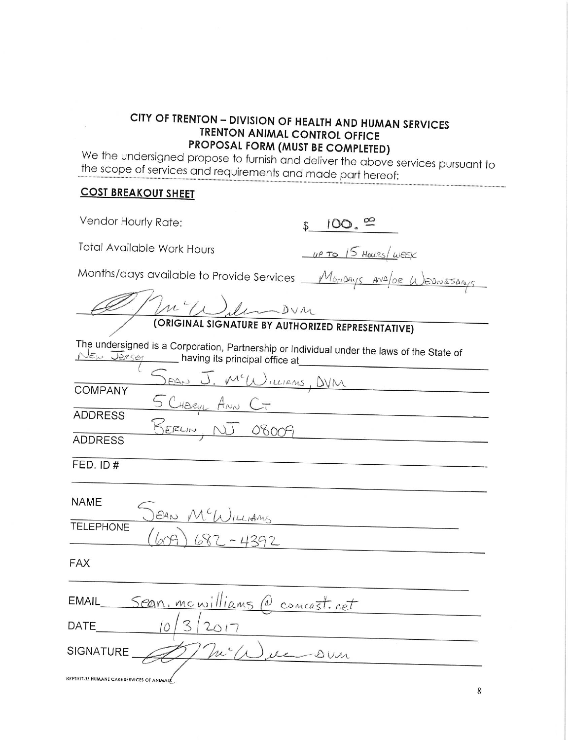# CITY OF TRENTON – DIVISION OF HEALTH AND HUMAN SERVICES
## TRENTON ANIMAL CONTROL OFFICE
## PROPOSAL FORM (MUST BE COMPLETED)

We the undersigned propose to furnish and deliver the above services pursuant to the scope of services and requirements and made part hereof:

**COST BREAKOUT SHEET**

Vendor Hourly Rate: $ 100.00

Total Available Work Hours: up to 15 Hours/week

Months/days available to Provide Services: Mondays and/or Wednesdays

McWilliams DVM

(ORIGINAL SIGNATURE BY AUTHORIZED REPRESENTATIVE)

The undersigned is a Corporation, Partnership or Individual under the laws of the State of New Jersey having its principal office at

COMPANY: Sean J. McWilliams, DVM

ADDRESS: 5 Cheryl Ann Ct

ADDRESS: Berlin, NJ 08009

FED. ID #

NAME: Sean McWilliams

TELEPHONE: (609) 682-4392

FAX

EMAIL: Sean.mcwilliams@comcast.net

DATE: 10/3/2017

SIGNATURE: McWilliams DVM

RFP2017-33 HUMANE CARE SERVICES OF ANIMALS